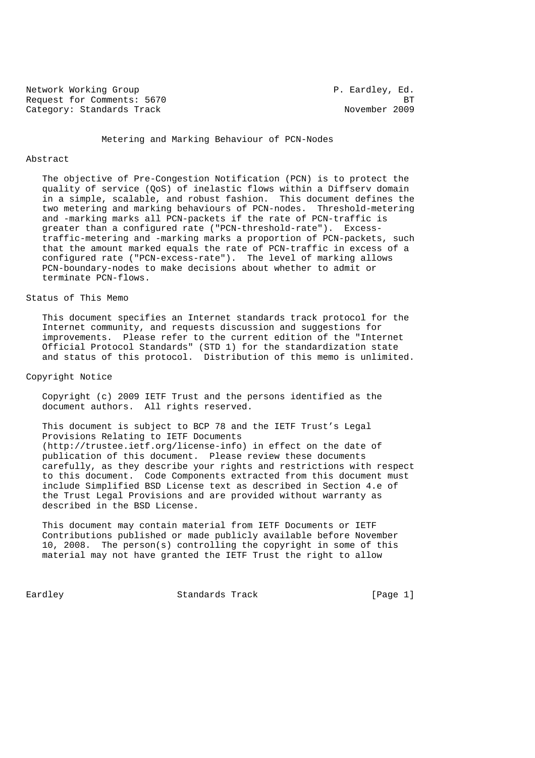Network Working Group P. Eardley, Ed.
Request for Comments: 5670 BT
Category: Standards Track November 2009

# Metering and Marking Behaviour of PCN-Nodes

## Abstract

The objective of Pre-Congestion Notification (PCN) is to protect the quality of service (QoS) of inelastic flows within a Diffserv domain in a simple, scalable, and robust fashion. This document defines the two metering and marking behaviours of PCN-nodes. Threshold-metering and -marking marks all PCN-packets if the rate of PCN-traffic is greater than a configured rate ("PCN-threshold-rate"). Excess-traffic-metering and -marking marks a proportion of PCN-packets, such that the amount marked equals the rate of PCN-traffic in excess of a configured rate ("PCN-excess-rate"). The level of marking allows PCN-boundary-nodes to make decisions about whether to admit or terminate PCN-flows.

## Status of This Memo

This document specifies an Internet standards track protocol for the Internet community, and requests discussion and suggestions for improvements. Please refer to the current edition of the "Internet Official Protocol Standards" (STD 1) for the standardization state and status of this protocol. Distribution of this memo is unlimited.

## Copyright Notice

Copyright (c) 2009 IETF Trust and the persons identified as the document authors. All rights reserved.

This document is subject to BCP 78 and the IETF Trust's Legal Provisions Relating to IETF Documents (http://trustee.ietf.org/license-info) in effect on the date of publication of this document. Please review these documents carefully, as they describe your rights and restrictions with respect to this document. Code Components extracted from this document must include Simplified BSD License text as described in Section 4.e of the Trust Legal Provisions and are provided without warranty as described in the BSD License.

This document may contain material from IETF Documents or IETF Contributions published or made publicly available before November 10, 2008. The person(s) controlling the copyright in some of this material may not have granted the IETF Trust the right to allow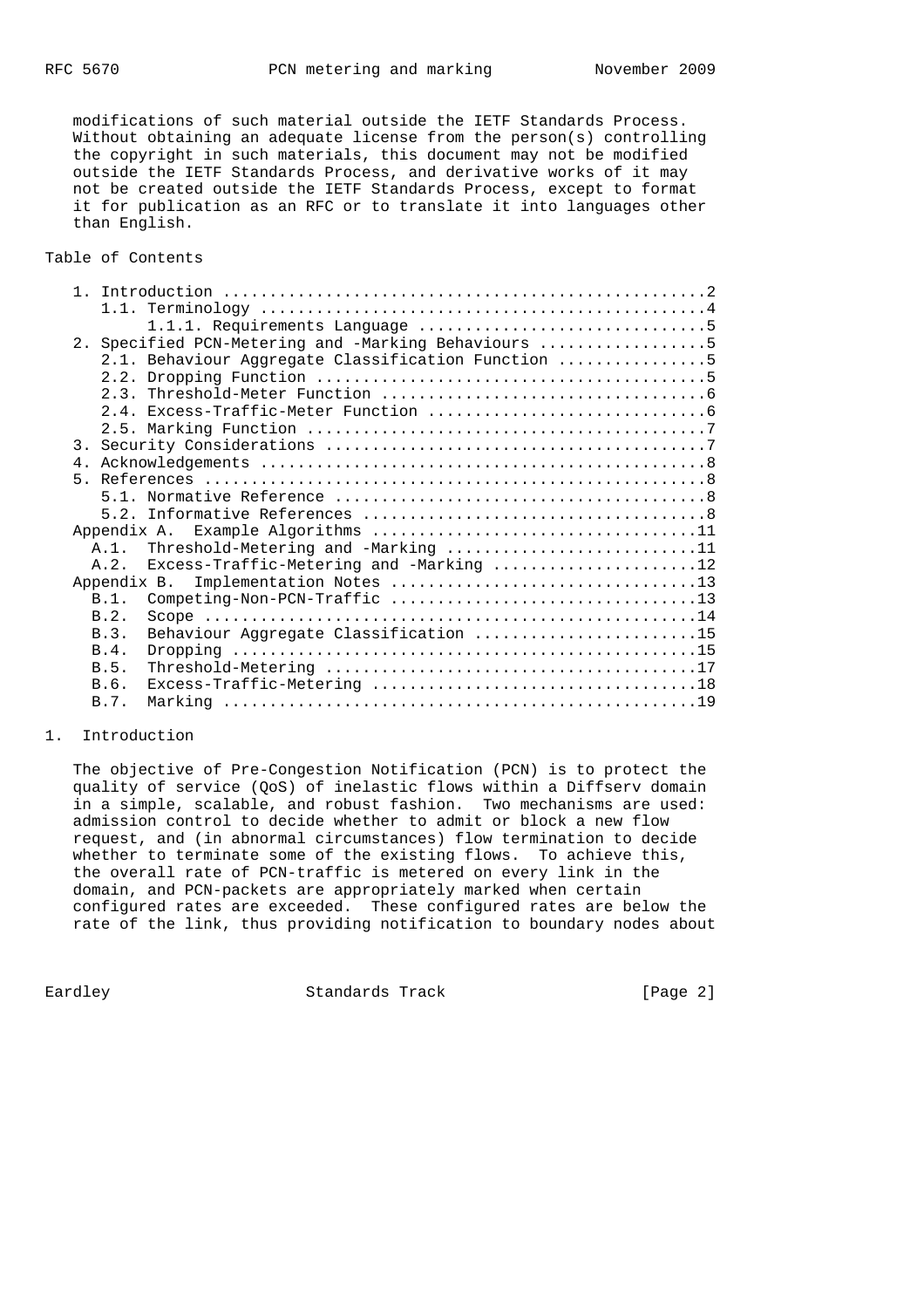modifications of such material outside the IETF Standards Process. Without obtaining an adequate license from the person(s) controlling the copyright in such materials, this document may not be modified outside the IETF Standards Process, and derivative works of it may not be created outside the IETF Standards Process, except to format it for publication as an RFC or to translate it into languages other than English.

## Table of Contents

```
   1. Introduction ....................................................2
      1.1. Terminology ................................................4
           1.1.1. Requirements Language ...............................5
   2. Specified PCN-Metering and -Marking Behaviours ..................5
      2.1. Behaviour Aggregate Classification Function ................5
      2.2. Dropping Function ..........................................5
      2.3. Threshold-Meter Function ...................................6
      2.4. Excess-Traffic-Meter Function ..............................6
      2.5. Marking Function ...........................................7
   3. Security Considerations .........................................7
   4. Acknowledgements ................................................8
   5. References ......................................................8
      5.1. Normative Reference ........................................8
      5.2. Informative References .....................................8
   Appendix A.  Example Algorithms ...................................11
     A.1.  Threshold-Metering and -Marking ...........................11
     A.2.  Excess-Traffic-Metering and -Marking ......................12
   Appendix B.  Implementation Notes .................................13
     B.1.  Competing-Non-PCN-Traffic .................................13
     B.2.  Scope .....................................................14
     B.3.  Behaviour Aggregate Classification ........................15
     B.4.  Dropping ..................................................15
     B.5.  Threshold-Metering ........................................17
     B.6.  Excess-Traffic-Metering ...................................18
     B.7.  Marking ...................................................19
```

## 1. Introduction

The objective of Pre-Congestion Notification (PCN) is to protect the quality of service (QoS) of inelastic flows within a Diffserv domain in a simple, scalable, and robust fashion. Two mechanisms are used: admission control to decide whether to admit or block a new flow request, and (in abnormal circumstances) flow termination to decide whether to terminate some of the existing flows. To achieve this, the overall rate of PCN-traffic is metered on every link in the domain, and PCN-packets are appropriately marked when certain configured rates are exceeded. These configured rates are below the rate of the link, thus providing notification to boundary nodes about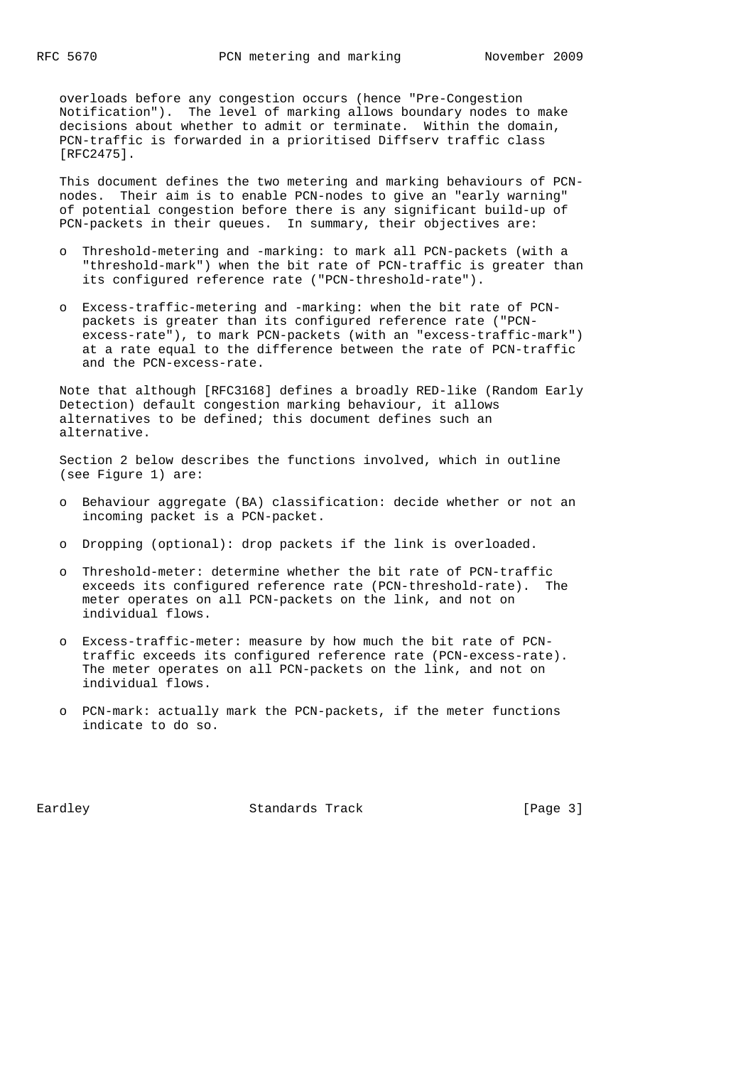overloads before any congestion occurs (hence "Pre-Congestion Notification"). The level of marking allows boundary nodes to make decisions about whether to admit or terminate. Within the domain, PCN-traffic is forwarded in a prioritised Diffserv traffic class [RFC2475].

This document defines the two metering and marking behaviours of PCN-nodes. Their aim is to enable PCN-nodes to give an "early warning" of potential congestion before there is any significant build-up of PCN-packets in their queues. In summary, their objectives are:

- Threshold-metering and -marking: to mark all PCN-packets (with a "threshold-mark") when the bit rate of PCN-traffic is greater than its configured reference rate ("PCN-threshold-rate").

- Excess-traffic-metering and -marking: when the bit rate of PCN-packets is greater than its configured reference rate ("PCN-excess-rate"), to mark PCN-packets (with an "excess-traffic-mark") at a rate equal to the difference between the rate of PCN-traffic and the PCN-excess-rate.

Note that although [RFC3168] defines a broadly RED-like (Random Early Detection) default congestion marking behaviour, it allows alternatives to be defined; this document defines such an alternative.

Section 2 below describes the functions involved, which in outline (see Figure 1) are:

- Behaviour aggregate (BA) classification: decide whether or not an incoming packet is a PCN-packet.

- Dropping (optional): drop packets if the link is overloaded.

- Threshold-meter: determine whether the bit rate of PCN-traffic exceeds its configured reference rate (PCN-threshold-rate). The meter operates on all PCN-packets on the link, and not on individual flows.

- Excess-traffic-meter: measure by how much the bit rate of PCN-traffic exceeds its configured reference rate (PCN-excess-rate). The meter operates on all PCN-packets on the link, and not on individual flows.

- PCN-mark: actually mark the PCN-packets, if the meter functions indicate to do so.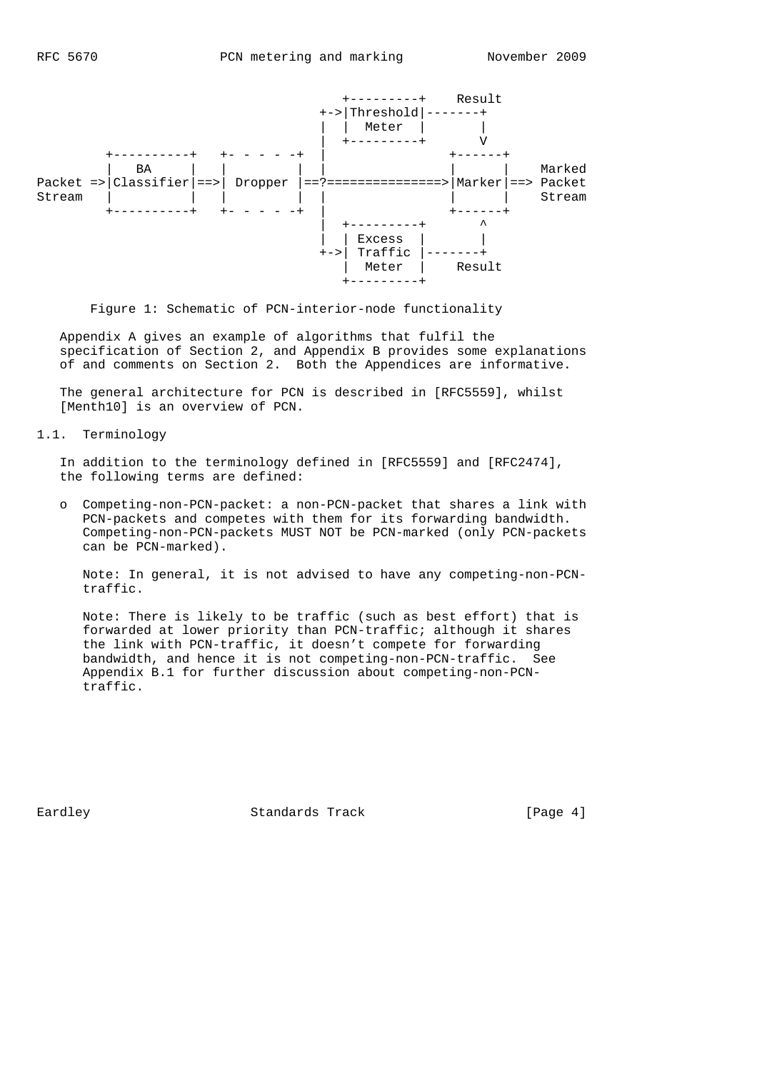```
                                  +---------+    Result
                               +->|Threshold|-------+
                               |  |  Meter  |       |
                               |  +---------+       V
      +----------+   +- - - - -+  |                +------+
      |   BA     |   |         |  |                |      |    Marked
Packet =>|Classifier|==>| Dropper |==?===============>|Marker|==> Packet
Stream   |          |   |         |  |                |      |    Stream
      +----------+   +- - - - -+  |                +------+
                               |  +---------+       ^
                               |  | Excess  |       |
                               +->| Traffic |-------+
                                  |  Meter  |    Result
                                  +---------+
```

Figure 1: Schematic of PCN-interior-node functionality

Appendix A gives an example of algorithms that fulfil the specification of Section 2, and Appendix B provides some explanations of and comments on Section 2. Both the Appendices are informative.

The general architecture for PCN is described in [RFC5559], whilst [Menth10] is an overview of PCN.

## 1.1. Terminology

In addition to the terminology defined in [RFC5559] and [RFC2474], the following terms are defined:

- Competing-non-PCN-packet: a non-PCN-packet that shares a link with PCN-packets and competes with them for its forwarding bandwidth. Competing-non-PCN-packets MUST NOT be PCN-marked (only PCN-packets can be PCN-marked).

  Note: In general, it is not advised to have any competing-non-PCN-traffic.

  Note: There is likely to be traffic (such as best effort) that is forwarded at lower priority than PCN-traffic; although it shares the link with PCN-traffic, it doesn't compete for forwarding bandwidth, and hence it is not competing-non-PCN-traffic. See Appendix B.1 for further discussion about competing-non-PCN-traffic.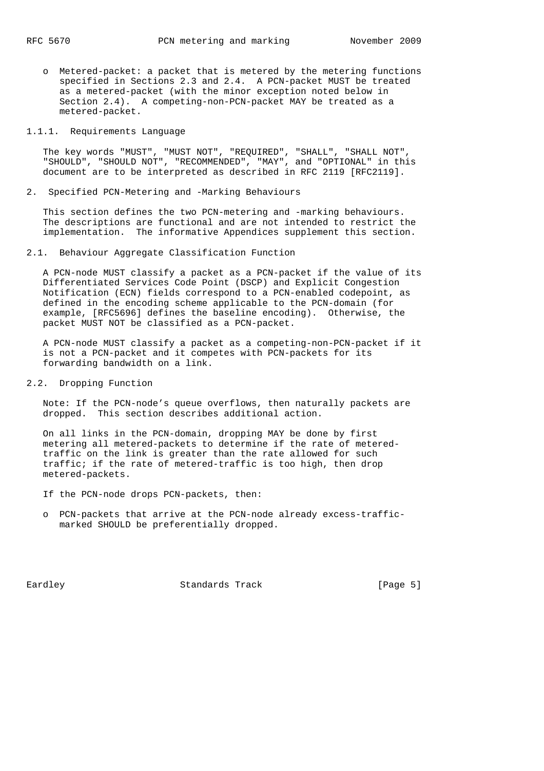- Metered-packet: a packet that is metered by the metering functions specified in Sections 2.3 and 2.4. A PCN-packet MUST be treated as a metered-packet (with the minor exception noted below in Section 2.4). A competing-non-PCN-packet MAY be treated as a metered-packet.

#### 1.1.1. Requirements Language

The key words "MUST", "MUST NOT", "REQUIRED", "SHALL", "SHALL NOT", "SHOULD", "SHOULD NOT", "RECOMMENDED", "MAY", and "OPTIONAL" in this document are to be interpreted as described in RFC 2119 [RFC2119].

## 2. Specified PCN-Metering and -Marking Behaviours

This section defines the two PCN-metering and -marking behaviours. The descriptions are functional and are not intended to restrict the implementation. The informative Appendices supplement this section.

### 2.1. Behaviour Aggregate Classification Function

A PCN-node MUST classify a packet as a PCN-packet if the value of its Differentiated Services Code Point (DSCP) and Explicit Congestion Notification (ECN) fields correspond to a PCN-enabled codepoint, as defined in the encoding scheme applicable to the PCN-domain (for example, [RFC5696] defines the baseline encoding). Otherwise, the packet MUST NOT be classified as a PCN-packet.

A PCN-node MUST classify a packet as a competing-non-PCN-packet if it is not a PCN-packet and it competes with PCN-packets for its forwarding bandwidth on a link.

### 2.2. Dropping Function

Note: If the PCN-node's queue overflows, then naturally packets are dropped. This section describes additional action.

On all links in the PCN-domain, dropping MAY be done by first metering all metered-packets to determine if the rate of metered-traffic on the link is greater than the rate allowed for such traffic; if the rate of metered-traffic is too high, then drop metered-packets.

If the PCN-node drops PCN-packets, then:

- PCN-packets that arrive at the PCN-node already excess-traffic-marked SHOULD be preferentially dropped.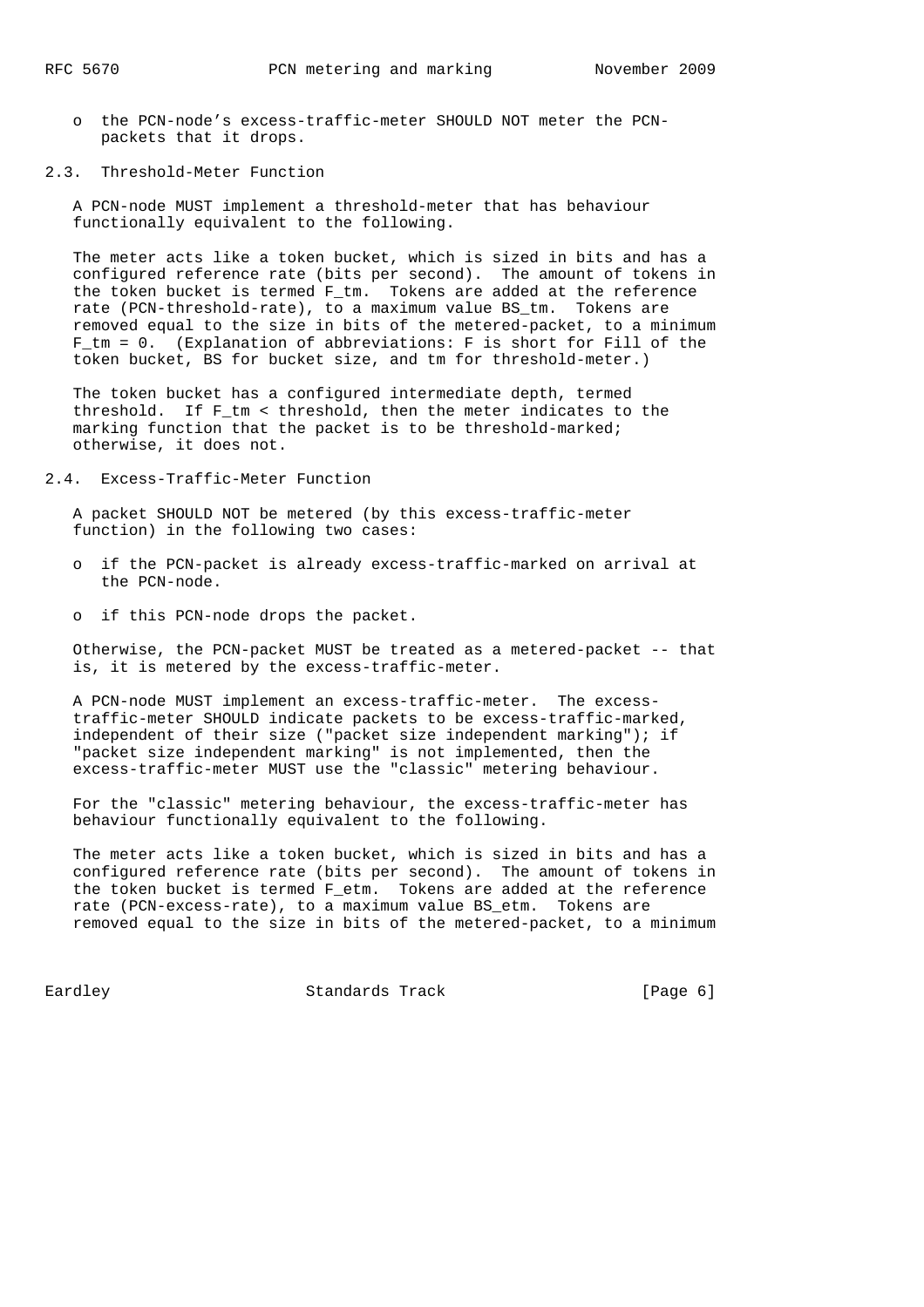- the PCN-node's excess-traffic-meter SHOULD NOT meter the PCN-packets that it drops.

### 2.3. Threshold-Meter Function

A PCN-node MUST implement a threshold-meter that has behaviour functionally equivalent to the following.

The meter acts like a token bucket, which is sized in bits and has a configured reference rate (bits per second). The amount of tokens in the token bucket is termed $F_{tm}$. Tokens are added at the reference rate (PCN-threshold-rate), to a maximum value $BS_{tm}$. Tokens are removed equal to the size in bits of the metered-packet, to a minimum $F_{tm} = 0$. (Explanation of abbreviations: F is short for Fill of the token bucket, BS for bucket size, and tm for threshold-meter.)

The token bucket has a configured intermediate depth, termed threshold. If $F_{tm} < threshold$, then the meter indicates to the marking function that the packet is to be threshold-marked; otherwise, it does not.

### 2.4. Excess-Traffic-Meter Function

A packet SHOULD NOT be metered (by this excess-traffic-meter function) in the following two cases:

- if the PCN-packet is already excess-traffic-marked on arrival at the PCN-node.
- if this PCN-node drops the packet.

Otherwise, the PCN-packet MUST be treated as a metered-packet -- that is, it is metered by the excess-traffic-meter.

A PCN-node MUST implement an excess-traffic-meter. The excess-traffic-meter SHOULD indicate packets to be excess-traffic-marked, independent of their size ("packet size independent marking"); if "packet size independent marking" is not implemented, then the excess-traffic-meter MUST use the "classic" metering behaviour.

For the "classic" metering behaviour, the excess-traffic-meter has behaviour functionally equivalent to the following.

The meter acts like a token bucket, which is sized in bits and has a configured reference rate (bits per second). The amount of tokens in the token bucket is termed $F_{etm}$. Tokens are added at the reference rate (PCN-excess-rate), to a maximum value $BS_{etm}$. Tokens are removed equal to the size in bits of the metered-packet, to a minimum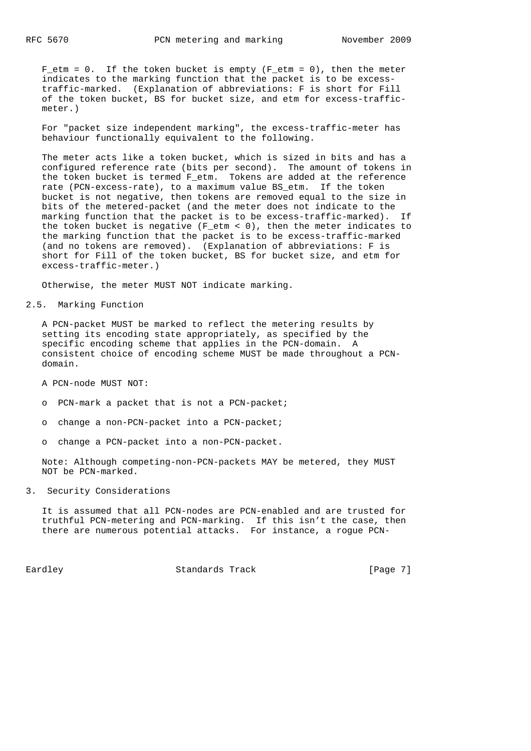$F_{etm} = 0$. If the token bucket is empty ($F_{etm} = 0$), then the meter indicates to the marking function that the packet is to be excess-traffic-marked. (Explanation of abbreviations: F is short for Fill of the token bucket, BS for bucket size, and etm for excess-traffic-meter.)

For "packet size independent marking", the excess-traffic-meter has behaviour functionally equivalent to the following.

The meter acts like a token bucket, which is sized in bits and has a configured reference rate (bits per second). The amount of tokens in the token bucket is termed $F_{etm}$. Tokens are added at the reference rate (PCN-excess-rate), to a maximum value $BS_{etm}$. If the token bucket is not negative, then tokens are removed equal to the size in bits of the metered-packet (and the meter does not indicate to the marking function that the packet is to be excess-traffic-marked). If the token bucket is negative ($F_{etm} < 0$), then the meter indicates to the marking function that the packet is to be excess-traffic-marked (and no tokens are removed). (Explanation of abbreviations: F is short for Fill of the token bucket, BS for bucket size, and etm for excess-traffic-meter.)

Otherwise, the meter MUST NOT indicate marking.

## 2.5. Marking Function

A PCN-packet MUST be marked to reflect the metering results by setting its encoding state appropriately, as specified by the specific encoding scheme that applies in the PCN-domain. A consistent choice of encoding scheme MUST be made throughout a PCN-domain.

A PCN-node MUST NOT:

- PCN-mark a packet that is not a PCN-packet;
- change a non-PCN-packet into a PCN-packet;
- change a PCN-packet into a non-PCN-packet.

Note: Although competing-non-PCN-packets MAY be metered, they MUST NOT be PCN-marked.

# 3. Security Considerations

It is assumed that all PCN-nodes are PCN-enabled and are trusted for truthful PCN-metering and PCN-marking. If this isn't the case, then there are numerous potential attacks. For instance, a rogue PCN-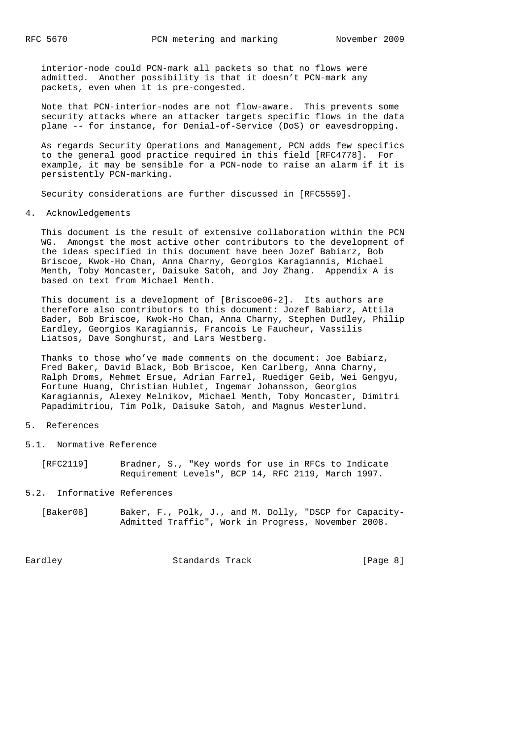interior-node could PCN-mark all packets so that no flows were admitted. Another possibility is that it doesn't PCN-mark any packets, even when it is pre-congested.

Note that PCN-interior-nodes are not flow-aware. This prevents some security attacks where an attacker targets specific flows in the data plane -- for instance, for Denial-of-Service (DoS) or eavesdropping.

As regards Security Operations and Management, PCN adds few specifics to the general good practice required in this field [RFC4778]. For example, it may be sensible for a PCN-node to raise an alarm if it is persistently PCN-marking.

Security considerations are further discussed in [RFC5559].

## 4. Acknowledgements

This document is the result of extensive collaboration within the PCN WG. Amongst the most active other contributors to the development of the ideas specified in this document have been Jozef Babiarz, Bob Briscoe, Kwok-Ho Chan, Anna Charny, Georgios Karagiannis, Michael Menth, Toby Moncaster, Daisuke Satoh, and Joy Zhang. Appendix A is based on text from Michael Menth.

This document is a development of [Briscoe06-2]. Its authors are therefore also contributors to this document: Jozef Babiarz, Attila Bader, Bob Briscoe, Kwok-Ho Chan, Anna Charny, Stephen Dudley, Philip Eardley, Georgios Karagiannis, Francois Le Faucheur, Vassilis Liatsos, Dave Songhurst, and Lars Westberg.

Thanks to those who've made comments on the document: Joe Babiarz, Fred Baker, David Black, Bob Briscoe, Ken Carlberg, Anna Charny, Ralph Droms, Mehmet Ersue, Adrian Farrel, Ruediger Geib, Wei Gengyu, Fortune Huang, Christian Hublet, Ingemar Johansson, Georgios Karagiannis, Alexey Melnikov, Michael Menth, Toby Moncaster, Dimitri Papadimitriou, Tim Polk, Daisuke Satoh, and Magnus Westerlund.

## 5. References

### 5.1. Normative Reference

[RFC2119] Bradner, S., "Key words for use in RFCs to Indicate Requirement Levels", BCP 14, RFC 2119, March 1997.

### 5.2. Informative References

[Baker08] Baker, F., Polk, J., and M. Dolly, "DSCP for Capacity-Admitted Traffic", Work in Progress, November 2008.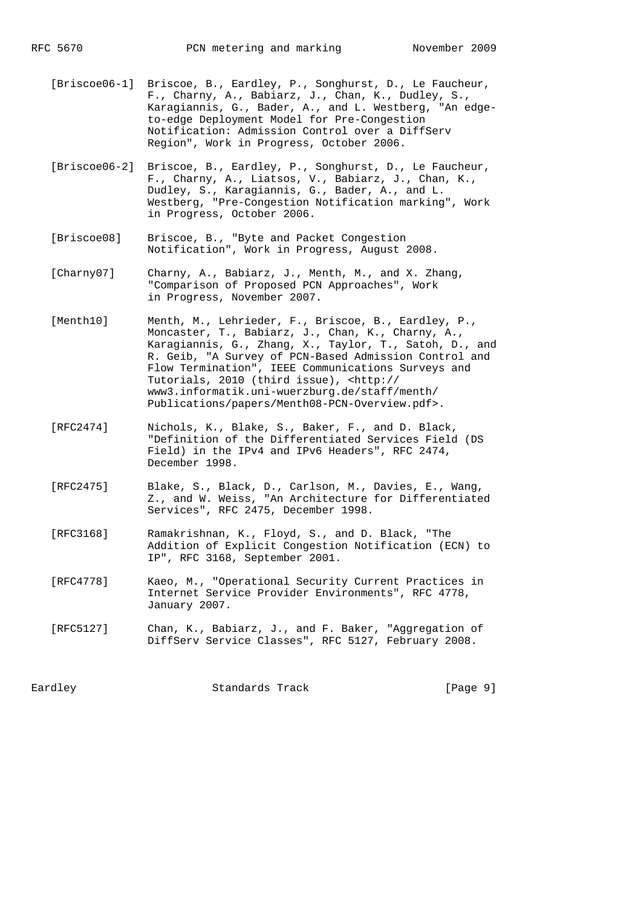[Briscoe06-1] Briscoe, B., Eardley, P., Songhurst, D., Le Faucheur, F., Charny, A., Babiarz, J., Chan, K., Dudley, S., Karagiannis, G., Bader, A., and L. Westberg, "An edge-to-edge Deployment Model for Pre-Congestion Notification: Admission Control over a DiffServ Region", Work in Progress, October 2006.

[Briscoe06-2] Briscoe, B., Eardley, P., Songhurst, D., Le Faucheur, F., Charny, A., Liatsos, V., Babiarz, J., Chan, K., Dudley, S., Karagiannis, G., Bader, A., and L. Westberg, "Pre-Congestion Notification marking", Work in Progress, October 2006.

[Briscoe08] Briscoe, B., "Byte and Packet Congestion Notification", Work in Progress, August 2008.

[Charny07] Charny, A., Babiarz, J., Menth, M., and X. Zhang, "Comparison of Proposed PCN Approaches", Work in Progress, November 2007.

[Menth10] Menth, M., Lehrieder, F., Briscoe, B., Eardley, P., Moncaster, T., Babiarz, J., Chan, K., Charny, A., Karagiannis, G., Zhang, X., Taylor, T., Satoh, D., and R. Geib, "A Survey of PCN-Based Admission Control and Flow Termination", IEEE Communications Surveys and Tutorials, 2010 (third issue), <http://www3.informatik.uni-wuerzburg.de/staff/menth/Publications/papers/Menth08-PCN-Overview.pdf>.

[RFC2474] Nichols, K., Blake, S., Baker, F., and D. Black, "Definition of the Differentiated Services Field (DS Field) in the IPv4 and IPv6 Headers", RFC 2474, December 1998.

[RFC2475] Blake, S., Black, D., Carlson, M., Davies, E., Wang, Z., and W. Weiss, "An Architecture for Differentiated Services", RFC 2475, December 1998.

[RFC3168] Ramakrishnan, K., Floyd, S., and D. Black, "The Addition of Explicit Congestion Notification (ECN) to IP", RFC 3168, September 2001.

[RFC4778] Kaeo, M., "Operational Security Current Practices in Internet Service Provider Environments", RFC 4778, January 2007.

[RFC5127] Chan, K., Babiarz, J., and F. Baker, "Aggregation of DiffServ Service Classes", RFC 5127, February 2008.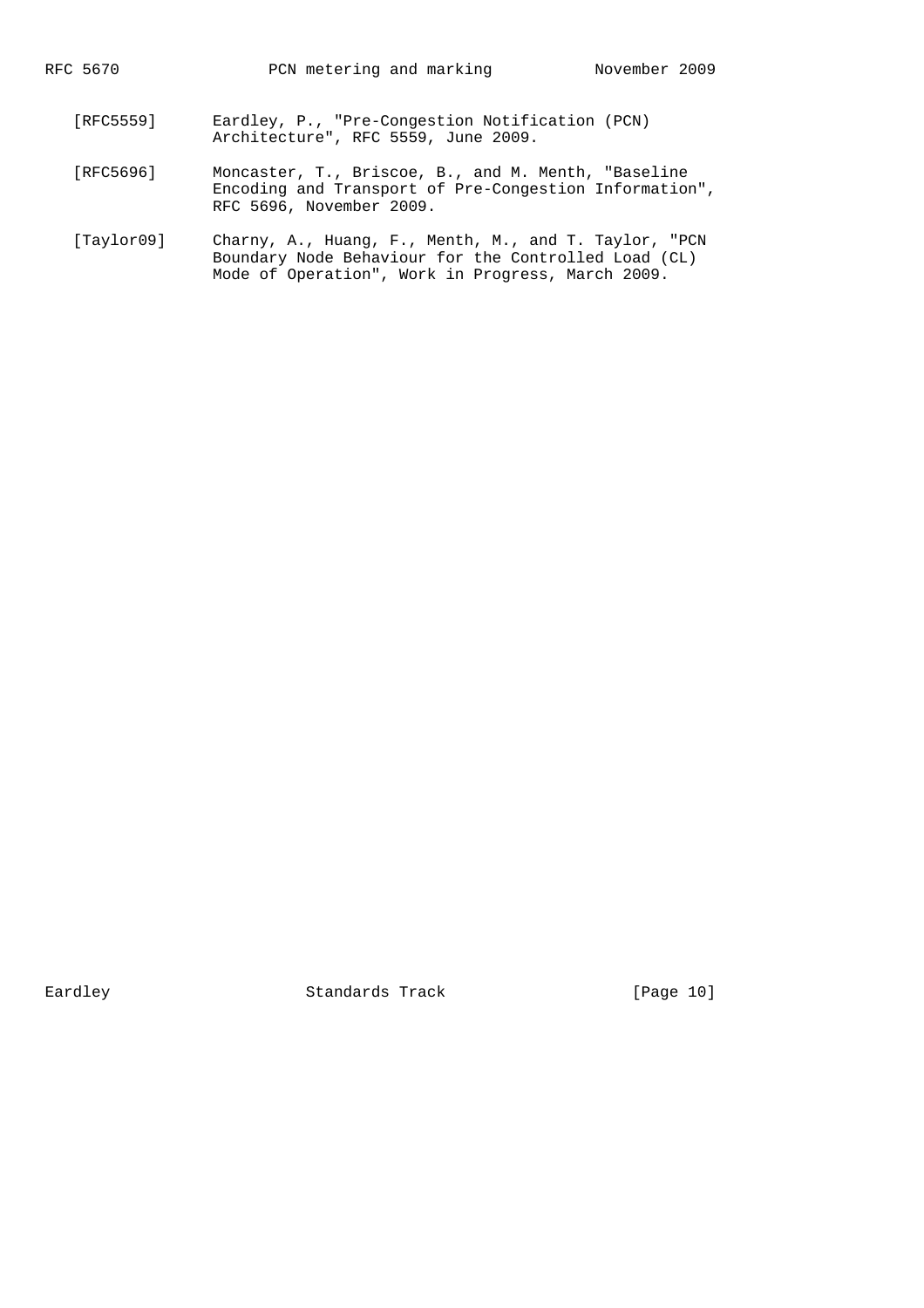[RFC5559] Eardley, P., "Pre-Congestion Notification (PCN) Architecture", RFC 5559, June 2009.

[RFC5696] Moncaster, T., Briscoe, B., and M. Menth, "Baseline Encoding and Transport of Pre-Congestion Information", RFC 5696, November 2009.

[Taylor09] Charny, A., Huang, F., Menth, M., and T. Taylor, "PCN Boundary Node Behaviour for the Controlled Load (CL) Mode of Operation", Work in Progress, March 2009.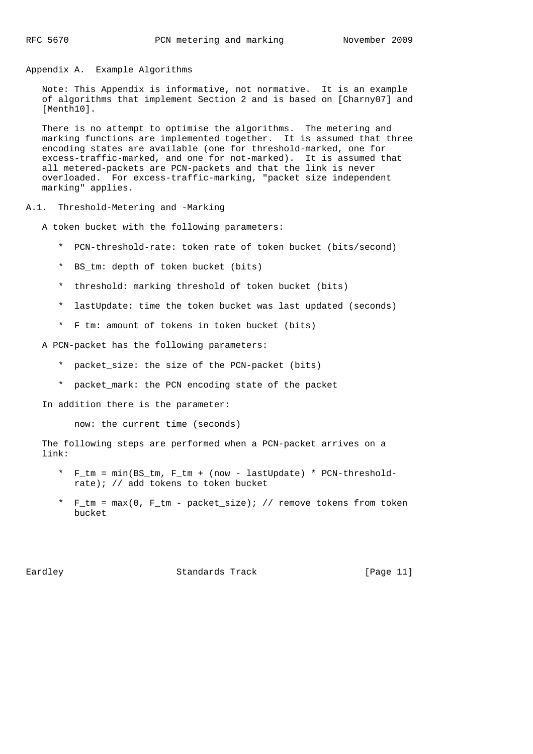## Appendix A. Example Algorithms

Note: This Appendix is informative, not normative. It is an example of algorithms that implement Section 2 and is based on [Charny07] and [Menth10].

There is no attempt to optimise the algorithms. The metering and marking functions are implemented together. It is assumed that three encoding states are available (one for threshold-marked, one for excess-traffic-marked, and one for not-marked). It is assumed that all metered-packets are PCN-packets and that the link is never overloaded. For excess-traffic-marking, "packet size independent marking" applies.

### A.1. Threshold-Metering and -Marking

A token bucket with the following parameters:

* PCN-threshold-rate: token rate of token bucket (bits/second)
* BS_tm: depth of token bucket (bits)
* threshold: marking threshold of token bucket (bits)
* lastUpdate: time the token bucket was last updated (seconds)
* F_tm: amount of tokens in token bucket (bits)

A PCN-packet has the following parameters:

* packet_size: the size of the PCN-packet (bits)
* packet_mark: the PCN encoding state of the packet

In addition there is the parameter:

now: the current time (seconds)

The following steps are performed when a PCN-packet arrives on a link:

* F_tm = min(BS_tm, F_tm + (now - lastUpdate) * PCN-threshold-rate); // add tokens to token bucket
* F_tm = max(0, F_tm - packet_size); // remove tokens from token bucket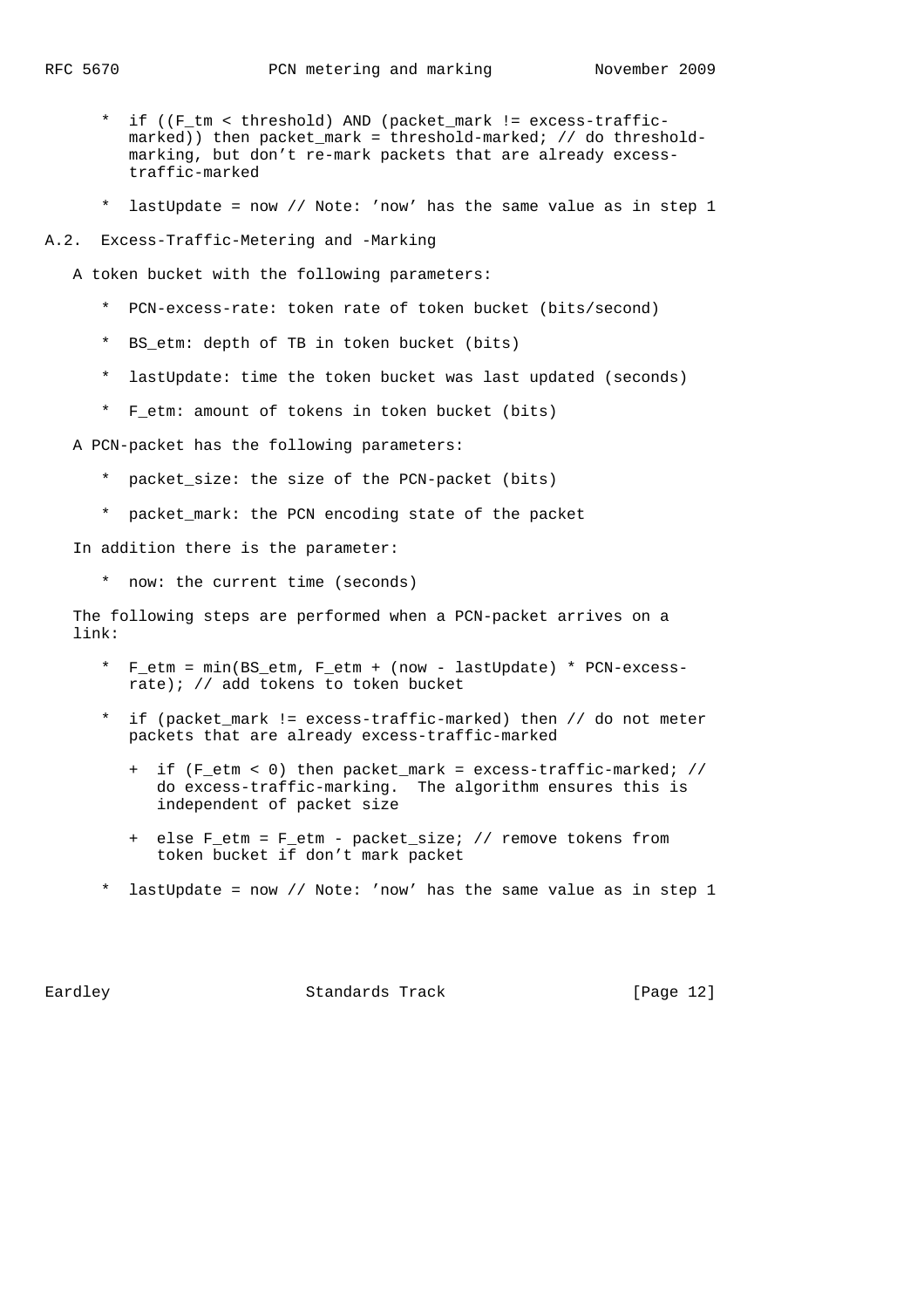* if ((F_tm < threshold) AND (packet_mark != excess-traffic-marked)) then packet_mark = threshold-marked; // do threshold-marking, but don't re-mark packets that are already excess-traffic-marked

* lastUpdate = now // Note: 'now' has the same value as in step 1

## A.2. Excess-Traffic-Metering and -Marking

A token bucket with the following parameters:

* PCN-excess-rate: token rate of token bucket (bits/second)

* BS_etm: depth of TB in token bucket (bits)

* lastUpdate: time the token bucket was last updated (seconds)

* F_etm: amount of tokens in token bucket (bits)

A PCN-packet has the following parameters:

* packet_size: the size of the PCN-packet (bits)

* packet_mark: the PCN encoding state of the packet

In addition there is the parameter:

* now: the current time (seconds)

The following steps are performed when a PCN-packet arrives on a link:

* F_etm = min(BS_etm, F_etm + (now - lastUpdate) * PCN-excess-rate); // add tokens to token bucket

* if (packet_mark != excess-traffic-marked) then // do not meter packets that are already excess-traffic-marked

  + if (F_etm < 0) then packet_mark = excess-traffic-marked; // do excess-traffic-marking. The algorithm ensures this is independent of packet size

  + else F_etm = F_etm - packet_size; // remove tokens from token bucket if don't mark packet

* lastUpdate = now // Note: 'now' has the same value as in step 1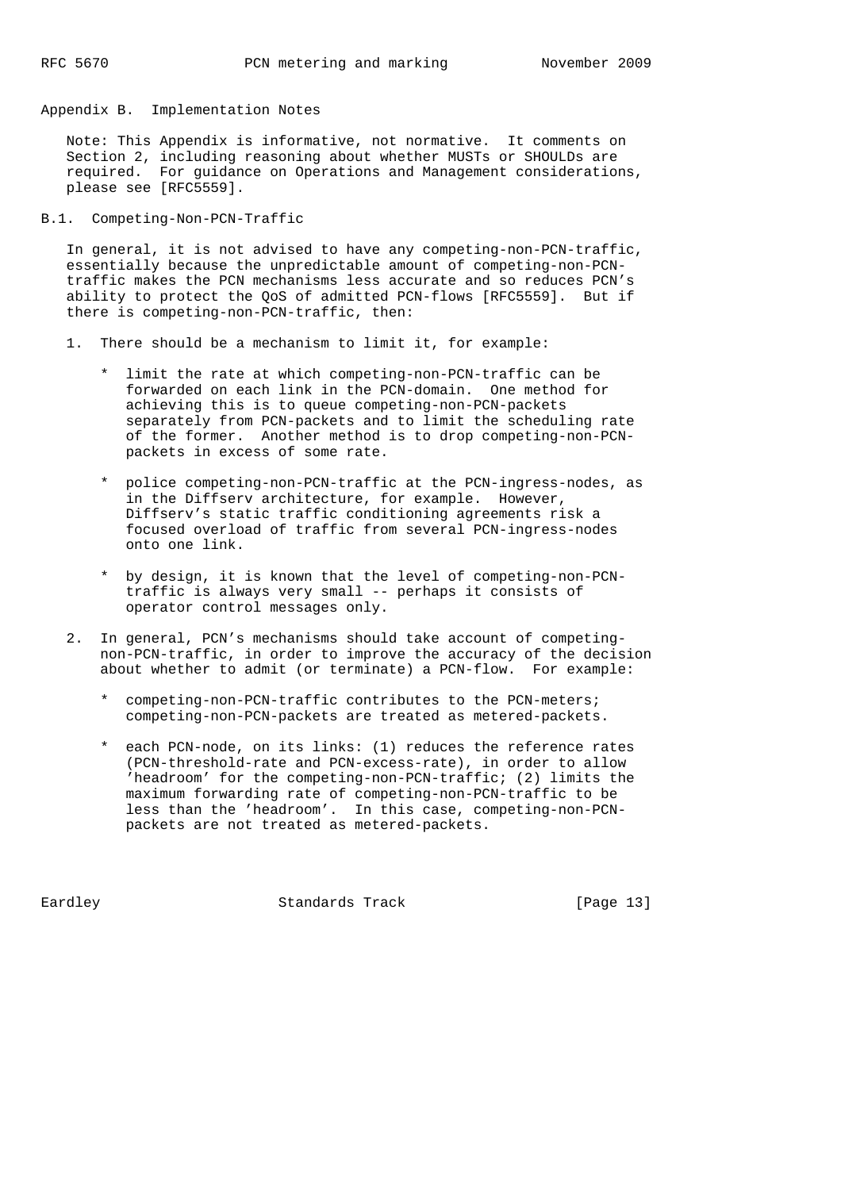## Appendix B. Implementation Notes

Note: This Appendix is informative, not normative. It comments on Section 2, including reasoning about whether MUSTs or SHOULDs are required. For guidance on Operations and Management considerations, please see [RFC5559].

### B.1. Competing-Non-PCN-Traffic

In general, it is not advised to have any competing-non-PCN-traffic, essentially because the unpredictable amount of competing-non-PCN-traffic makes the PCN mechanisms less accurate and so reduces PCN's ability to protect the QoS of admitted PCN-flows [RFC5559]. But if there is competing-non-PCN-traffic, then:

1. There should be a mechanism to limit it, for example:

   * limit the rate at which competing-non-PCN-traffic can be forwarded on each link in the PCN-domain. One method for achieving this is to queue competing-non-PCN-packets separately from PCN-packets and to limit the scheduling rate of the former. Another method is to drop competing-non-PCN-packets in excess of some rate.

   * police competing-non-PCN-traffic at the PCN-ingress-nodes, as in the Diffserv architecture, for example. However, Diffserv's static traffic conditioning agreements risk a focused overload of traffic from several PCN-ingress-nodes onto one link.

   * by design, it is known that the level of competing-non-PCN-traffic is always very small -- perhaps it consists of operator control messages only.

2. In general, PCN's mechanisms should take account of competing-non-PCN-traffic, in order to improve the accuracy of the decision about whether to admit (or terminate) a PCN-flow. For example:

   * competing-non-PCN-traffic contributes to the PCN-meters; competing-non-PCN-packets are treated as metered-packets.

   * each PCN-node, on its links: (1) reduces the reference rates (PCN-threshold-rate and PCN-excess-rate), in order to allow 'headroom' for the competing-non-PCN-traffic; (2) limits the maximum forwarding rate of competing-non-PCN-traffic to be less than the 'headroom'. In this case, competing-non-PCN-packets are not treated as metered-packets.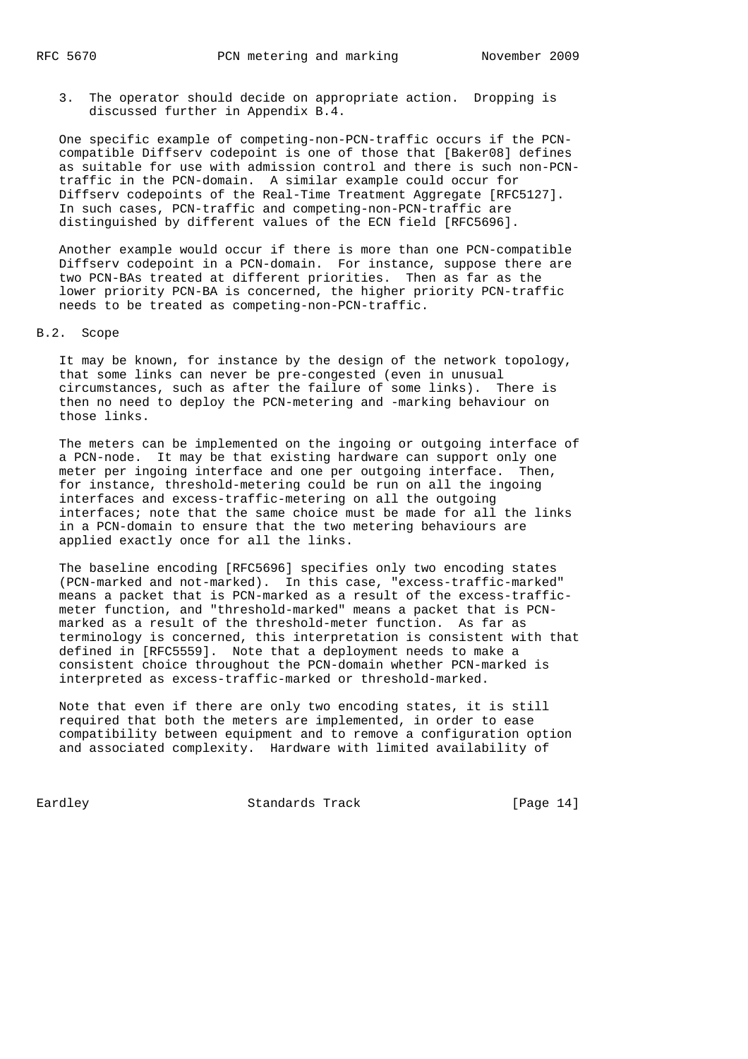3. The operator should decide on appropriate action. Dropping is discussed further in Appendix B.4.

One specific example of competing-non-PCN-traffic occurs if the PCN-compatible Diffserv codepoint is one of those that [Baker08] defines as suitable for use with admission control and there is such non-PCN-traffic in the PCN-domain. A similar example could occur for Diffserv codepoints of the Real-Time Treatment Aggregate [RFC5127]. In such cases, PCN-traffic and competing-non-PCN-traffic are distinguished by different values of the ECN field [RFC5696].

Another example would occur if there is more than one PCN-compatible Diffserv codepoint in a PCN-domain. For instance, suppose there are two PCN-BAs treated at different priorities. Then as far as the lower priority PCN-BA is concerned, the higher priority PCN-traffic needs to be treated as competing-non-PCN-traffic.

## B.2. Scope

It may be known, for instance by the design of the network topology, that some links can never be pre-congested (even in unusual circumstances, such as after the failure of some links). There is then no need to deploy the PCN-metering and -marking behaviour on those links.

The meters can be implemented on the ingoing or outgoing interface of a PCN-node. It may be that existing hardware can support only one meter per ingoing interface and one per outgoing interface. Then, for instance, threshold-metering could be run on all the ingoing interfaces and excess-traffic-metering on all the outgoing interfaces; note that the same choice must be made for all the links in a PCN-domain to ensure that the two metering behaviours are applied exactly once for all the links.

The baseline encoding [RFC5696] specifies only two encoding states (PCN-marked and not-marked). In this case, "excess-traffic-marked" means a packet that is PCN-marked as a result of the excess-traffic-meter function, and "threshold-marked" means a packet that is PCN-marked as a result of the threshold-meter function. As far as terminology is concerned, this interpretation is consistent with that defined in [RFC5559]. Note that a deployment needs to make a consistent choice throughout the PCN-domain whether PCN-marked is interpreted as excess-traffic-marked or threshold-marked.

Note that even if there are only two encoding states, it is still required that both the meters are implemented, in order to ease compatibility between equipment and to remove a configuration option and associated complexity. Hardware with limited availability of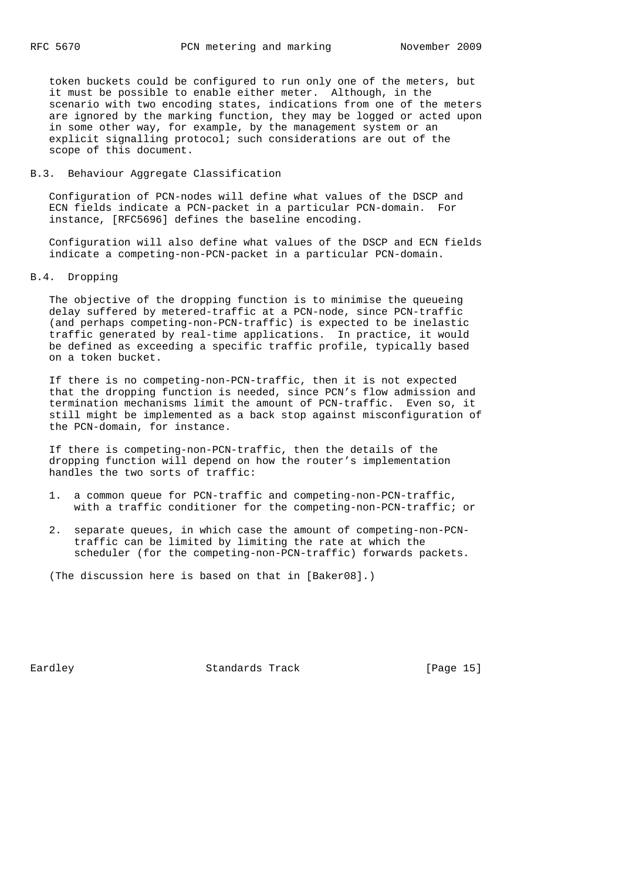token buckets could be configured to run only one of the meters, but it must be possible to enable either meter. Although, in the scenario with two encoding states, indications from one of the meters are ignored by the marking function, they may be logged or acted upon in some other way, for example, by the management system or an explicit signalling protocol; such considerations are out of the scope of this document.

### B.3. Behaviour Aggregate Classification

Configuration of PCN-nodes will define what values of the DSCP and ECN fields indicate a PCN-packet in a particular PCN-domain. For instance, [RFC5696] defines the baseline encoding.

Configuration will also define what values of the DSCP and ECN fields indicate a competing-non-PCN-packet in a particular PCN-domain.

### B.4. Dropping

The objective of the dropping function is to minimise the queueing delay suffered by metered-traffic at a PCN-node, since PCN-traffic (and perhaps competing-non-PCN-traffic) is expected to be inelastic traffic generated by real-time applications. In practice, it would be defined as exceeding a specific traffic profile, typically based on a token bucket.

If there is no competing-non-PCN-traffic, then it is not expected that the dropping function is needed, since PCN's flow admission and termination mechanisms limit the amount of PCN-traffic. Even so, it still might be implemented as a back stop against misconfiguration of the PCN-domain, for instance.

If there is competing-non-PCN-traffic, then the details of the dropping function will depend on how the router's implementation handles the two sorts of traffic:

1. a common queue for PCN-traffic and competing-non-PCN-traffic, with a traffic conditioner for the competing-non-PCN-traffic; or
2. separate queues, in which case the amount of competing-non-PCN-traffic can be limited by limiting the rate at which the scheduler (for the competing-non-PCN-traffic) forwards packets.

(The discussion here is based on that in [Baker08].)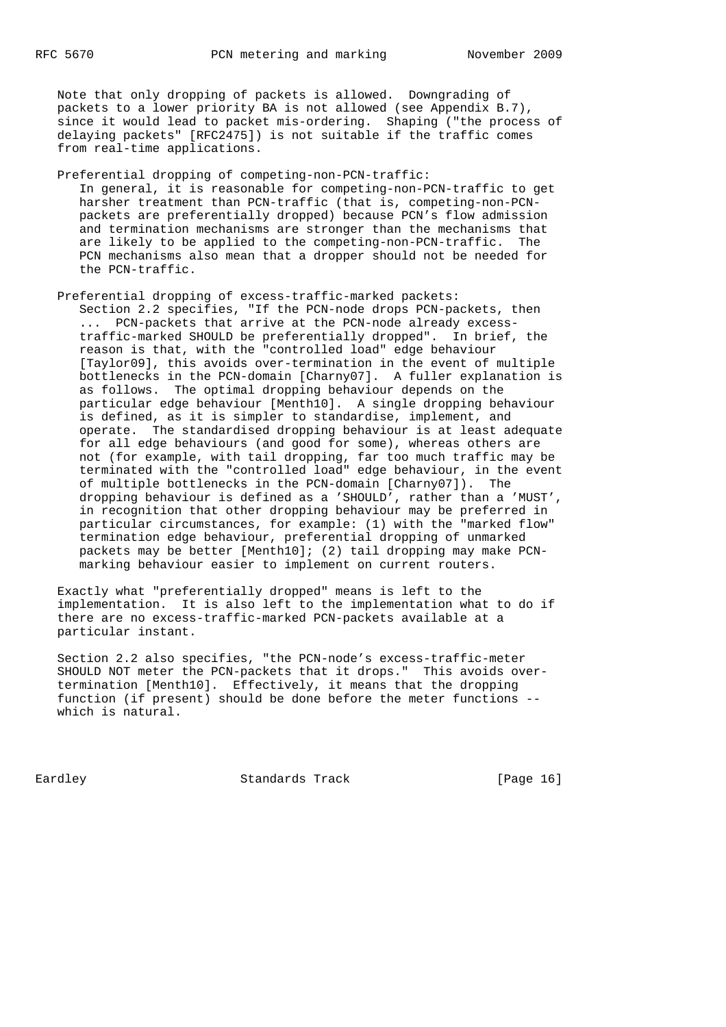Note that only dropping of packets is allowed. Downgrading of packets to a lower priority BA is not allowed (see Appendix B.7), since it would lead to packet mis-ordering. Shaping ("the process of delaying packets" [RFC2475]) is not suitable if the traffic comes from real-time applications.

Preferential dropping of competing-non-PCN-traffic:
In general, it is reasonable for competing-non-PCN-traffic to get harsher treatment than PCN-traffic (that is, competing-non-PCN-packets are preferentially dropped) because PCN's flow admission and termination mechanisms are stronger than the mechanisms that are likely to be applied to the competing-non-PCN-traffic. The PCN mechanisms also mean that a dropper should not be needed for the PCN-traffic.

Preferential dropping of excess-traffic-marked packets:
Section 2.2 specifies, "If the PCN-node drops PCN-packets, then ... PCN-packets that arrive at the PCN-node already excess-traffic-marked SHOULD be preferentially dropped". In brief, the reason is that, with the "controlled load" edge behaviour [Taylor09], this avoids over-termination in the event of multiple bottlenecks in the PCN-domain [Charny07]. A fuller explanation is as follows. The optimal dropping behaviour depends on the particular edge behaviour [Menth10]. A single dropping behaviour is defined, as it is simpler to standardise, implement, and operate. The standardised dropping behaviour is at least adequate for all edge behaviours (and good for some), whereas others are not (for example, with tail dropping, far too much traffic may be terminated with the "controlled load" edge behaviour, in the event of multiple bottlenecks in the PCN-domain [Charny07]). The dropping behaviour is defined as a 'SHOULD', rather than a 'MUST', in recognition that other dropping behaviour may be preferred in particular circumstances, for example: (1) with the "marked flow" termination edge behaviour, preferential dropping of unmarked packets may be better [Menth10]; (2) tail dropping may make PCN-marking behaviour easier to implement on current routers.

Exactly what "preferentially dropped" means is left to the implementation. It is also left to the implementation what to do if there are no excess-traffic-marked PCN-packets available at a particular instant.

Section 2.2 also specifies, "the PCN-node's excess-traffic-meter SHOULD NOT meter the PCN-packets that it drops." This avoids over-termination [Menth10]. Effectively, it means that the dropping function (if present) should be done before the meter functions -- which is natural.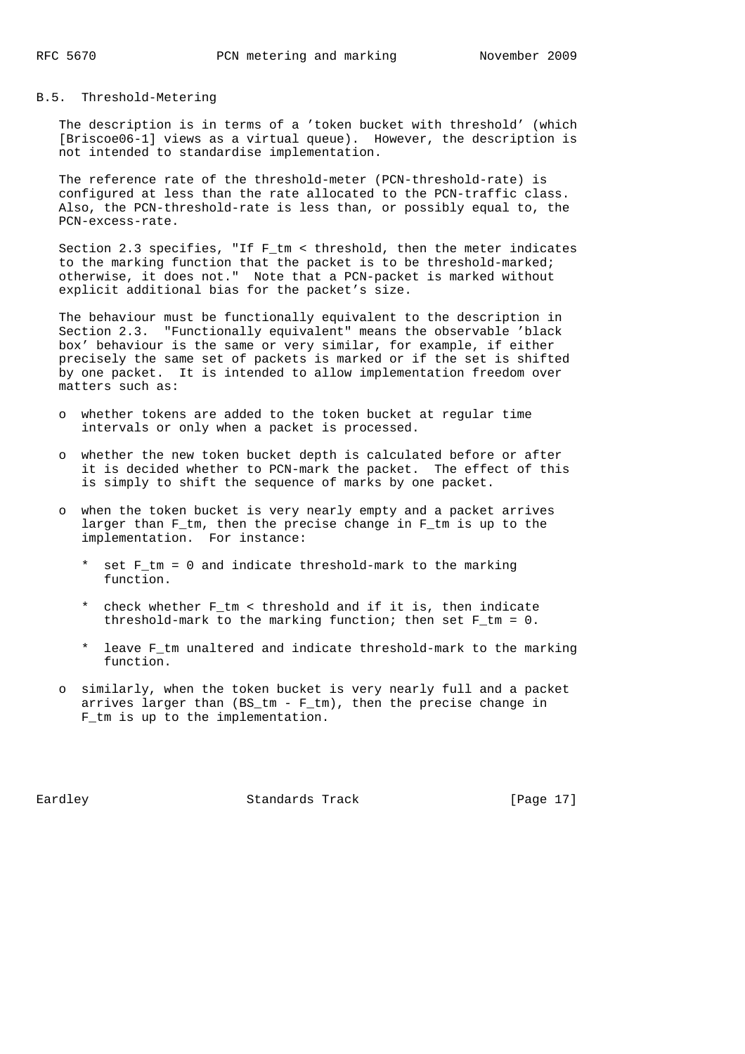## B.5. Threshold-Metering

The description is in terms of a 'token bucket with threshold' (which [Briscoe06-1] views as a virtual queue). However, the description is not intended to standardise implementation.

The reference rate of the threshold-meter (PCN-threshold-rate) is configured at less than the rate allocated to the PCN-traffic class. Also, the PCN-threshold-rate is less than, or possibly equal to, the PCN-excess-rate.

Section 2.3 specifies, "If $F_{tm}$ < threshold, then the meter indicates to the marking function that the packet is to be threshold-marked; otherwise, it does not." Note that a PCN-packet is marked without explicit additional bias for the packet's size.

The behaviour must be functionally equivalent to the description in Section 2.3. "Functionally equivalent" means the observable 'black box' behaviour is the same or very similar, for example, if either precisely the same set of packets is marked or if the set is shifted by one packet. It is intended to allow implementation freedom over matters such as:

- whether tokens are added to the token bucket at regular time intervals or only when a packet is processed.
- whether the new token bucket depth is calculated before or after it is decided whether to PCN-mark the packet. The effect of this is simply to shift the sequence of marks by one packet.
- when the token bucket is very nearly empty and a packet arrives larger than $F_{tm}$, then the precise change in $F_{tm}$ is up to the implementation. For instance:
  - set $F_{tm} = 0$ and indicate threshold-mark to the marking function.
  - check whether $F_{tm}$ < threshold and if it is, then indicate threshold-mark to the marking function; then set $F_{tm} = 0$.
  - leave $F_{tm}$ unaltered and indicate threshold-mark to the marking function.
- similarly, when the token bucket is very nearly full and a packet arrives larger than ($BS_{tm} - F_{tm}$), then the precise change in $F_{tm}$ is up to the implementation.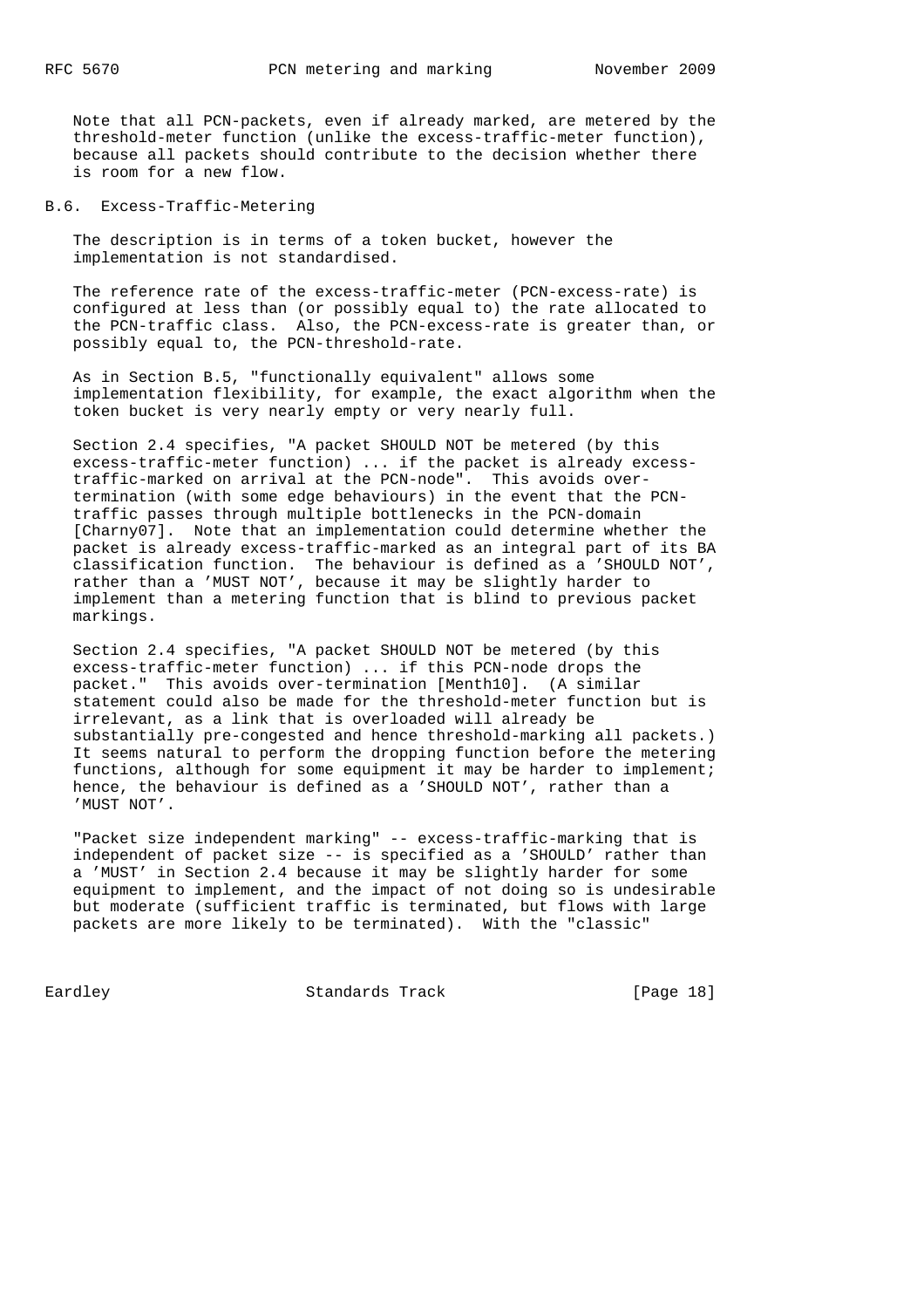Note that all PCN-packets, even if already marked, are metered by the threshold-meter function (unlike the excess-traffic-meter function), because all packets should contribute to the decision whether there is room for a new flow.

## B.6. Excess-Traffic-Metering

The description is in terms of a token bucket, however the implementation is not standardised.

The reference rate of the excess-traffic-meter (PCN-excess-rate) is configured at less than (or possibly equal to) the rate allocated to the PCN-traffic class. Also, the PCN-excess-rate is greater than, or possibly equal to, the PCN-threshold-rate.

As in Section B.5, "functionally equivalent" allows some implementation flexibility, for example, the exact algorithm when the token bucket is very nearly empty or very nearly full.

Section 2.4 specifies, "A packet SHOULD NOT be metered (by this excess-traffic-meter function) ... if the packet is already excess-traffic-marked on arrival at the PCN-node". This avoids over-termination (with some edge behaviours) in the event that the PCN-traffic passes through multiple bottlenecks in the PCN-domain [Charny07]. Note that an implementation could determine whether the packet is already excess-traffic-marked as an integral part of its BA classification function. The behaviour is defined as a 'SHOULD NOT', rather than a 'MUST NOT', because it may be slightly harder to implement than a metering function that is blind to previous packet markings.

Section 2.4 specifies, "A packet SHOULD NOT be metered (by this excess-traffic-meter function) ... if this PCN-node drops the packet." This avoids over-termination [Menth10]. (A similar statement could also be made for the threshold-meter function but is irrelevant, as a link that is overloaded will already be substantially pre-congested and hence threshold-marking all packets.) It seems natural to perform the dropping function before the metering functions, although for some equipment it may be harder to implement; hence, the behaviour is defined as a 'SHOULD NOT', rather than a 'MUST NOT'.

"Packet size independent marking" -- excess-traffic-marking that is independent of packet size -- is specified as a 'SHOULD' rather than a 'MUST' in Section 2.4 because it may be slightly harder for some equipment to implement, and the impact of not doing so is undesirable but moderate (sufficient traffic is terminated, but flows with large packets are more likely to be terminated). With the "classic"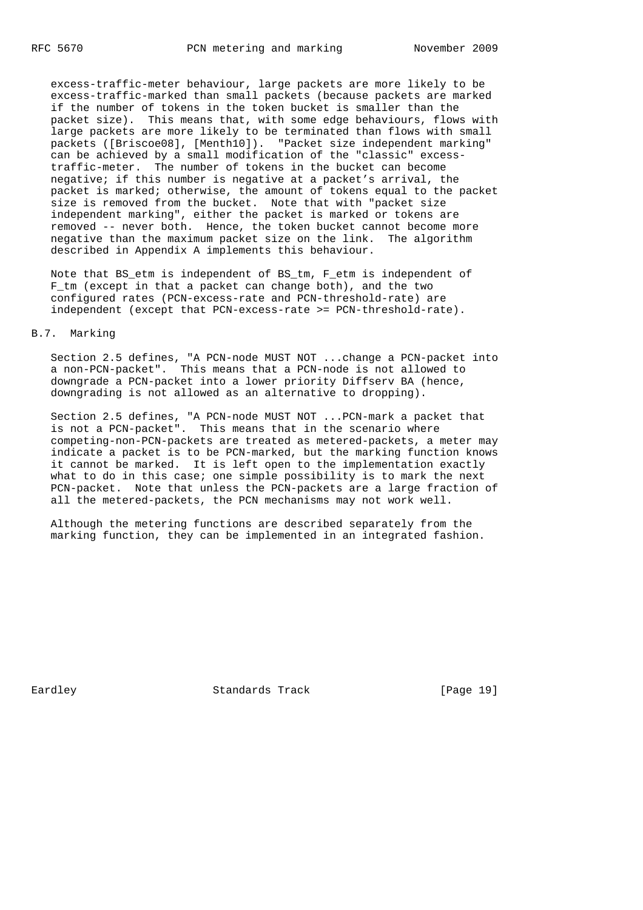excess-traffic-meter behaviour, large packets are more likely to be excess-traffic-marked than small packets (because packets are marked if the number of tokens in the token bucket is smaller than the packet size). This means that, with some edge behaviours, flows with large packets are more likely to be terminated than flows with small packets ([Briscoe08], [Menth10]). "Packet size independent marking" can be achieved by a small modification of the "classic" excess-traffic-meter. The number of tokens in the bucket can become negative; if this number is negative at a packet's arrival, the packet is marked; otherwise, the amount of tokens equal to the packet size is removed from the bucket. Note that with "packet size independent marking", either the packet is marked or tokens are removed -- never both. Hence, the token bucket cannot become more negative than the maximum packet size on the link. The algorithm described in Appendix A implements this behaviour.

Note that BS_etm is independent of BS_tm, F_etm is independent of F_tm (except in that a packet can change both), and the two configured rates (PCN-excess-rate and PCN-threshold-rate) are independent (except that PCN-excess-rate >= PCN-threshold-rate).

## B.7. Marking

Section 2.5 defines, "A PCN-node MUST NOT ...change a PCN-packet into a non-PCN-packet". This means that a PCN-node is not allowed to downgrade a PCN-packet into a lower priority Diffserv BA (hence, downgrading is not allowed as an alternative to dropping).

Section 2.5 defines, "A PCN-node MUST NOT ...PCN-mark a packet that is not a PCN-packet". This means that in the scenario where competing-non-PCN-packets are treated as metered-packets, a meter may indicate a packet is to be PCN-marked, but the marking function knows it cannot be marked. It is left open to the implementation exactly what to do in this case; one simple possibility is to mark the next PCN-packet. Note that unless the PCN-packets are a large fraction of all the metered-packets, the PCN mechanisms may not work well.

Although the metering functions are described separately from the marking function, they can be implemented in an integrated fashion.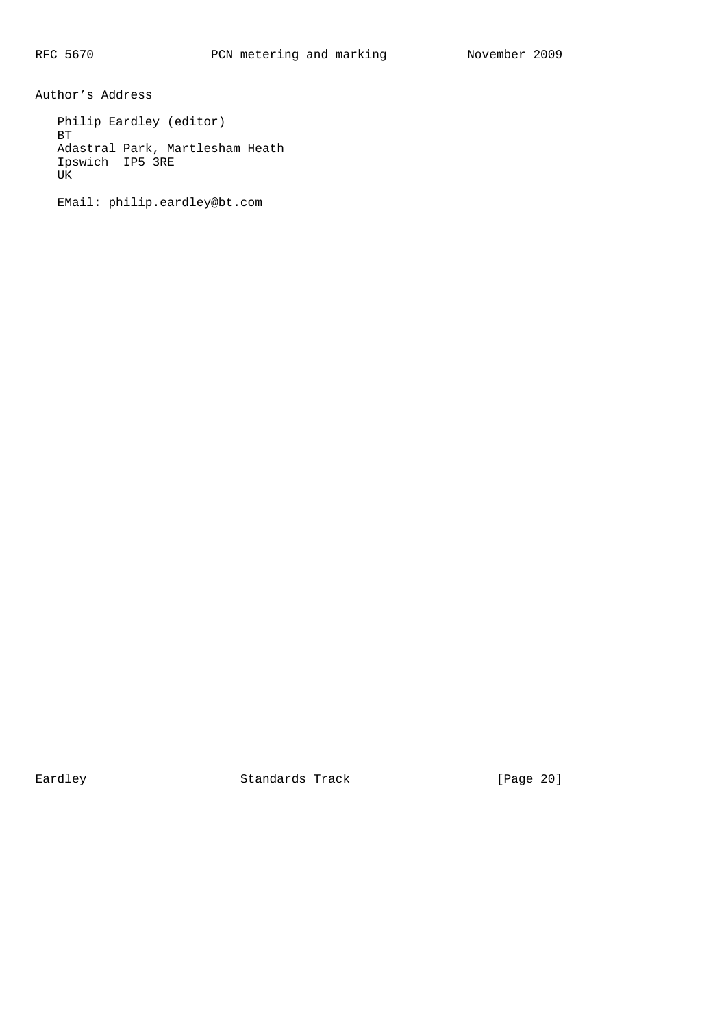## Author's Address

Philip Eardley (editor)
BT
Adastral Park, Martlesham Heath
Ipswich IP5 3RE
UK

EMail: philip.eardley@bt.com